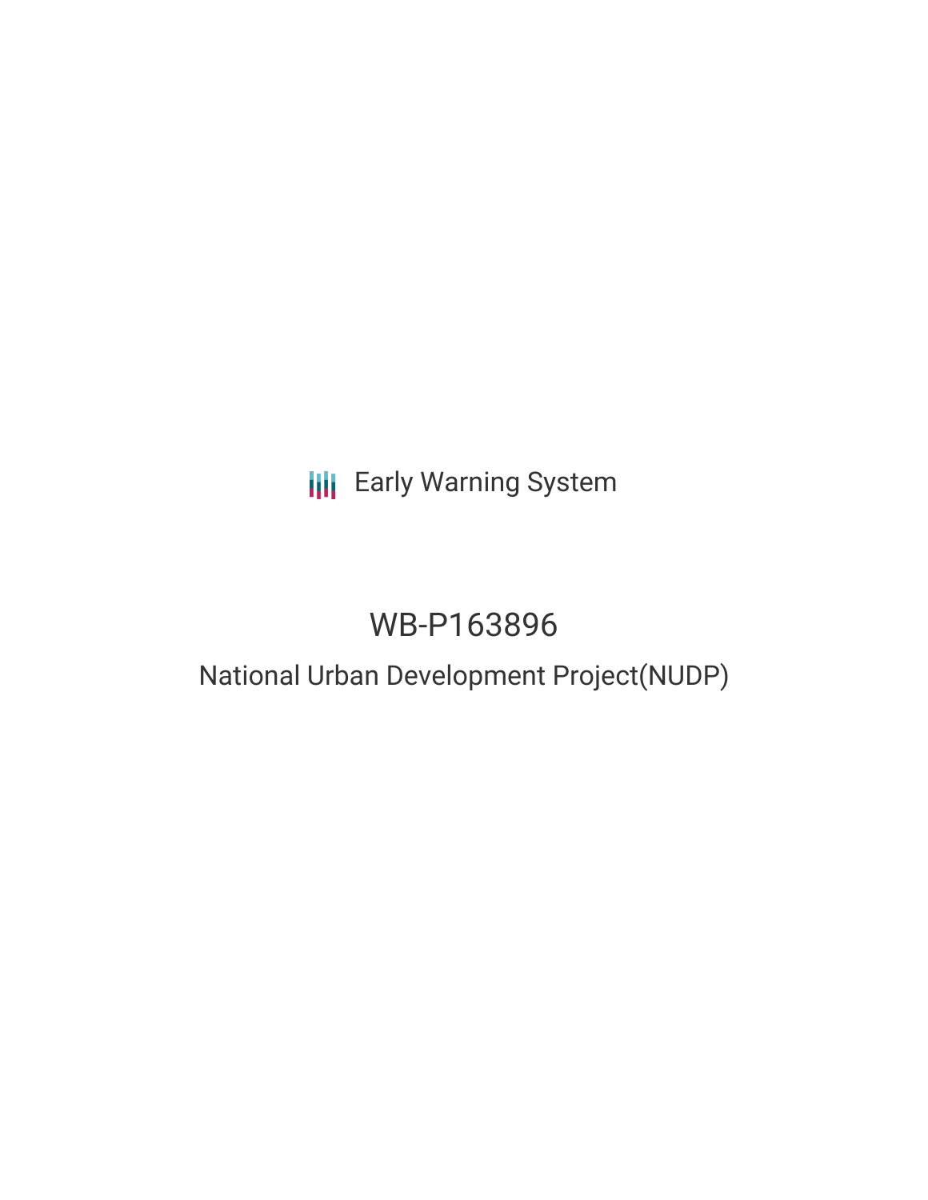Early Warning System

# WB-P163896

## National Urban Development Project(NUDP)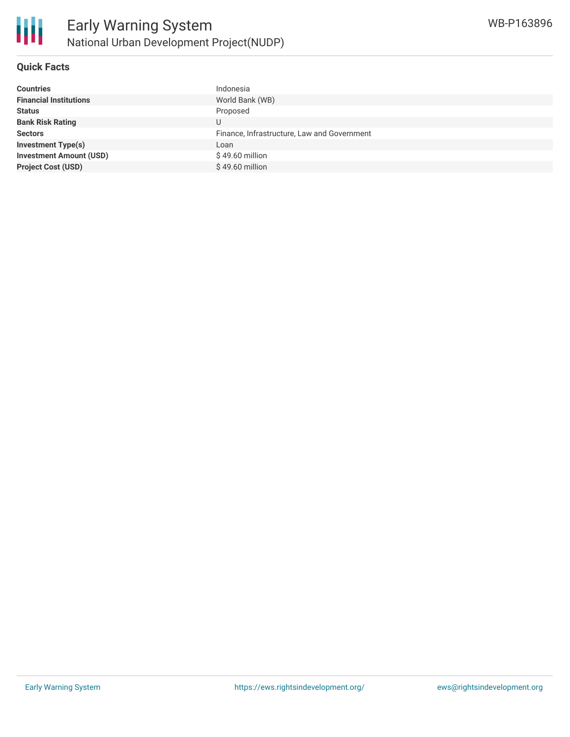## Quick Facts

| | |
|---|---|
| **Countries** | Indonesia |
| **Financial Institutions** | World Bank (WB) |
| **Status** | Proposed |
| **Bank Risk Rating** | U |
| **Sectors** | Finance, Infrastructure, Law and Government |
| **Investment Type(s)** | Loan |
| **Investment Amount (USD)** | $ 49.60 million |
| **Project Cost (USD)** | $ 49.60 million |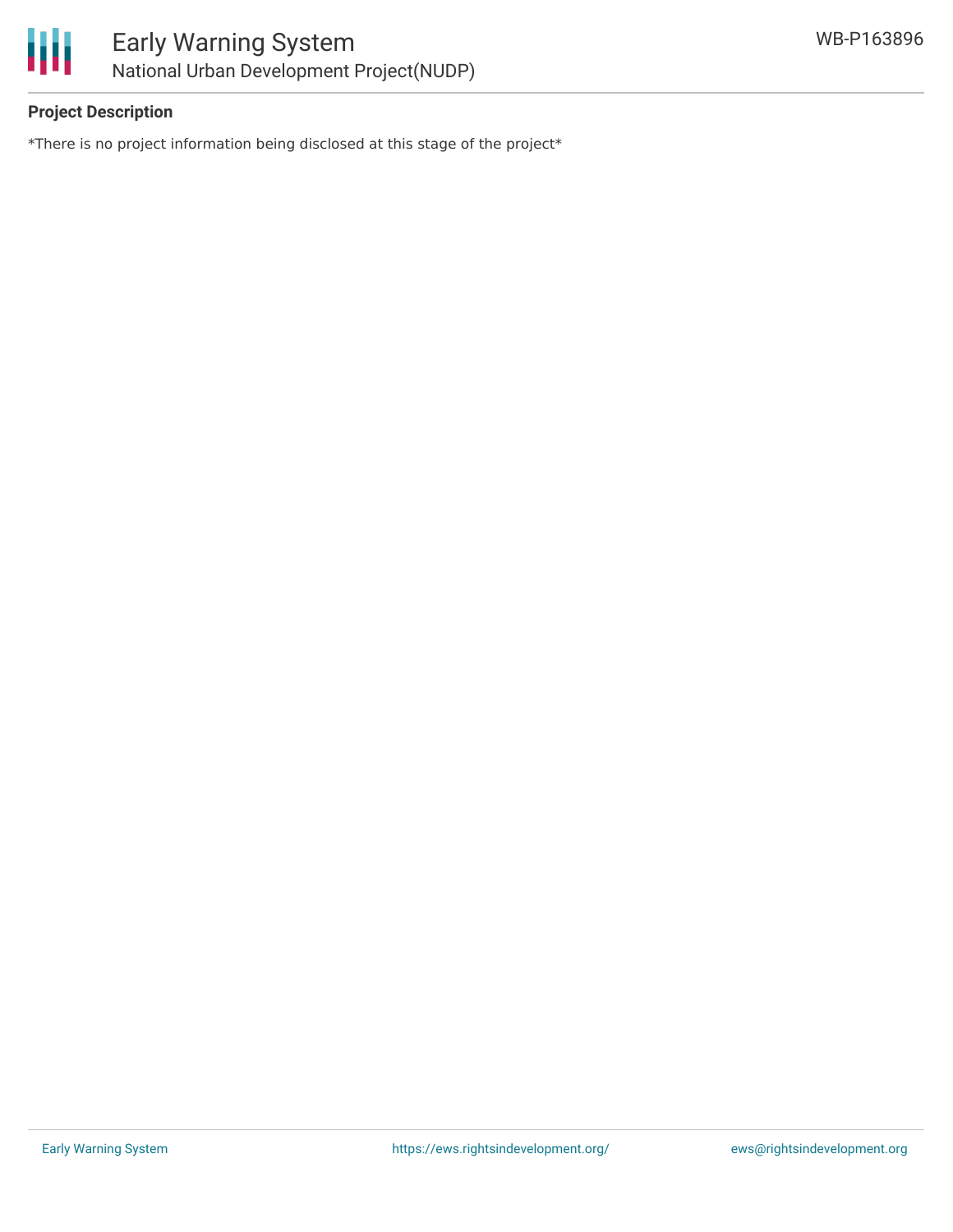## Project Description

*There is no project information being disclosed at this stage of the project*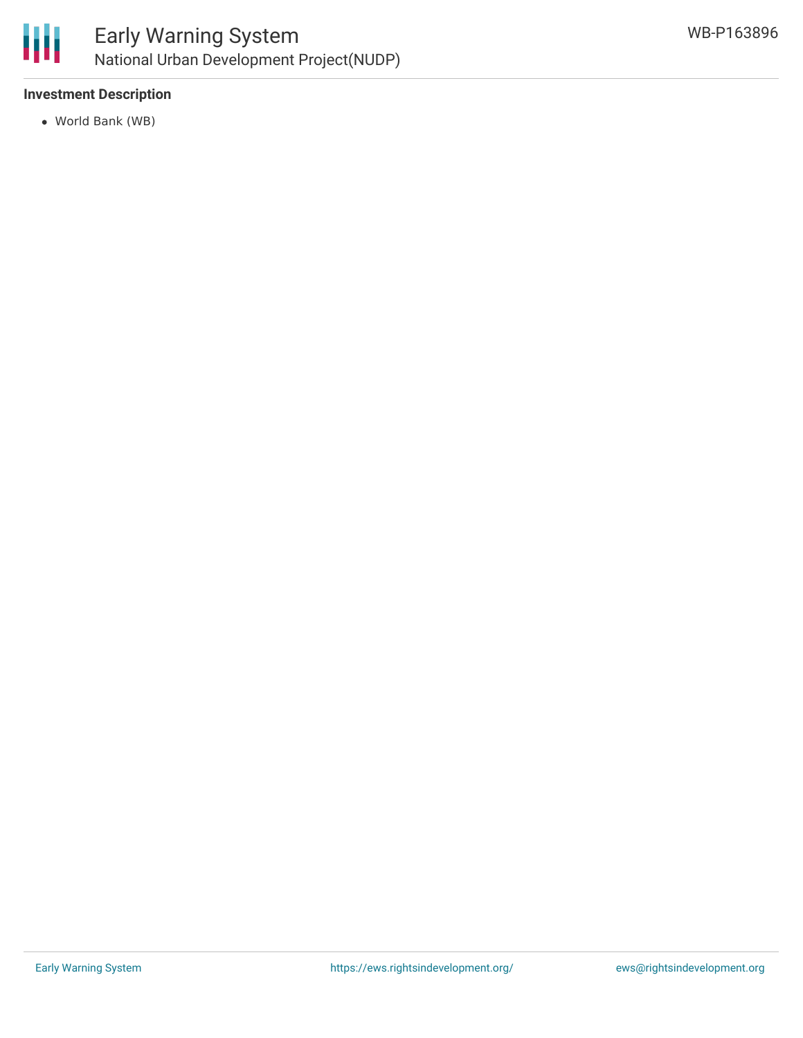### Investment Description

- World Bank (WB)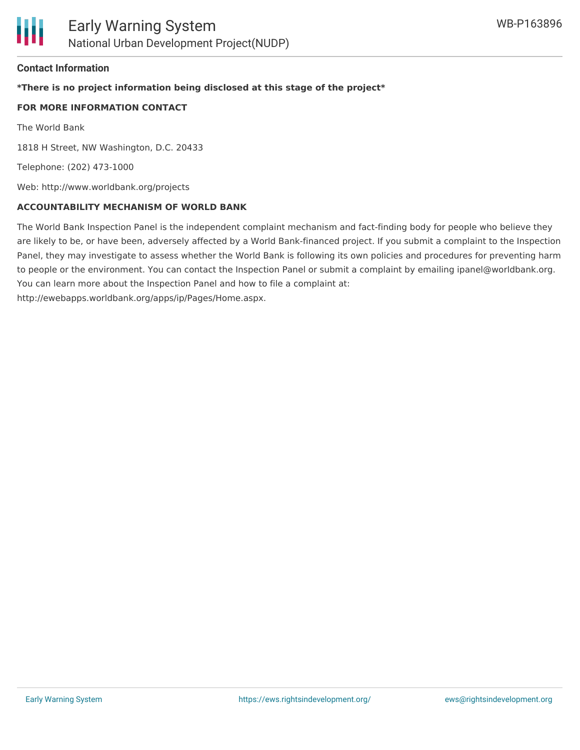## Contact Information

***There is no project information being disclosed at this stage of the project***

**FOR MORE INFORMATION CONTACT**

The World Bank

1818 H Street, NW Washington, D.C. 20433

Telephone: (202) 473-1000

Web: http://www.worldbank.org/projects

**ACCOUNTABILITY MECHANISM OF WORLD BANK**

The World Bank Inspection Panel is the independent complaint mechanism and fact-finding body for people who believe they are likely to be, or have been, adversely affected by a World Bank-financed project. If you submit a complaint to the Inspection Panel, they may investigate to assess whether the World Bank is following its own policies and procedures for preventing harm to people or the environment. You can contact the Inspection Panel or submit a complaint by emailing ipanel@worldbank.org. You can learn more about the Inspection Panel and how to file a complaint at: http://ewebapps.worldbank.org/apps/ip/Pages/Home.aspx.